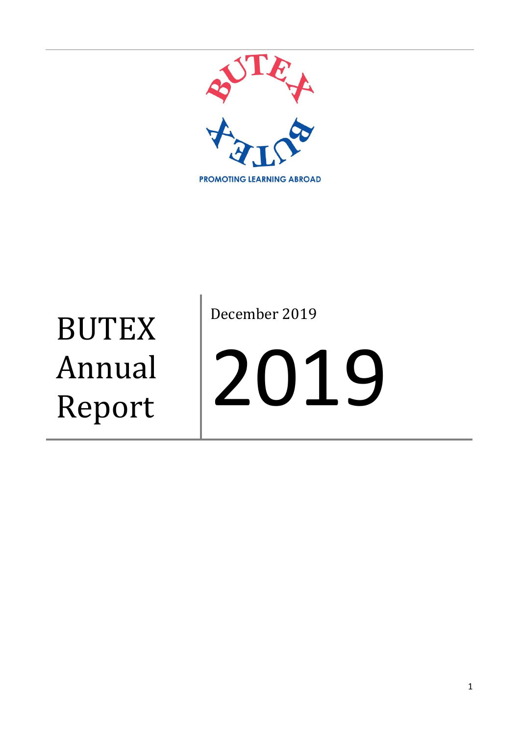BUTEX

PROMOTING LEARNING ABROAD

# BUTEX Annual Report

December 2019

# 2019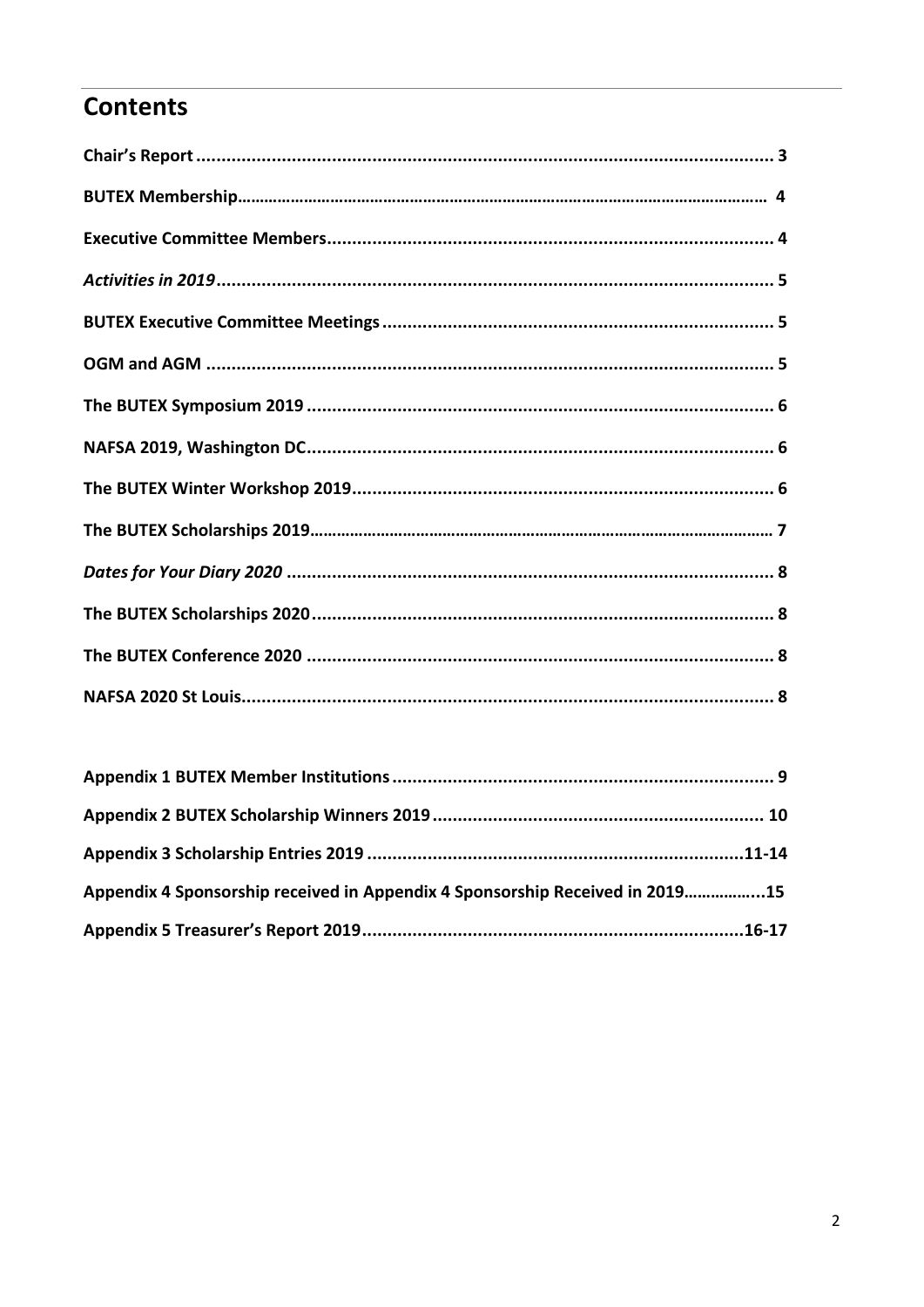# Contents

**Chair's Report** .................................................................................................................. 3

**BUTEX Membership**.................................................................................................................. 4

**Executive Committee Members**........................................................................................ 4

***Activities in 2019***.............................................................................................................. 5

**BUTEX Executive Committee Meetings**............................................................................ 5

**OGM and AGM** ................................................................................................................ 5

**The BUTEX Symposium 2019** ........................................................................................... 6

**NAFSA 2019, Washington DC**............................................................................................ 6

**The BUTEX Winter Workshop 2019**.................................................................................. 6

**The BUTEX Scholarships 2019**.......................................................................................... 7

***Dates for Your Diary 2020*** ................................................................................................ 8

**The BUTEX Scholarships 2020**........................................................................................... 8

**The BUTEX Conference 2020** ............................................................................................ 8

**NAFSA 2020 St Louis**......................................................................................................... 8

**Appendix 1 BUTEX Member Institutions**........................................................................... 9

**Appendix 2 BUTEX Scholarship Winners 2019**................................................................. 10

**Appendix 3 Scholarship Entries 2019** ..........................................................................11-14

**Appendix 4 Sponsorship received in Appendix 4 Sponsorship Received in 2019**..................15

**Appendix 5 Treasurer's Report 2019**...........................................................................16-17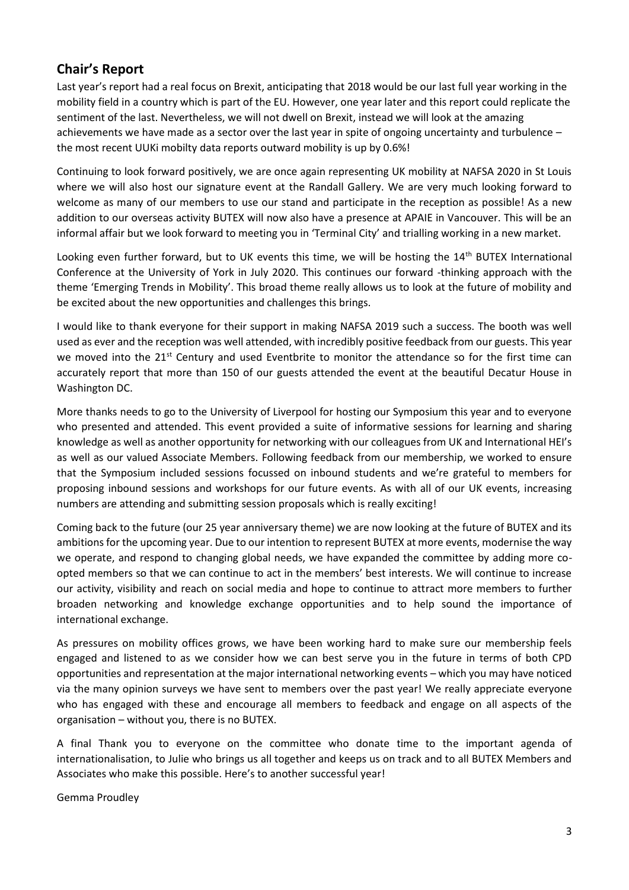## Chair's Report

Last year's report had a real focus on Brexit, anticipating that 2018 would be our last full year working in the mobility field in a country which is part of the EU. However, one year later and this report could replicate the sentiment of the last. Nevertheless, we will not dwell on Brexit, instead we will look at the amazing achievements we have made as a sector over the last year in spite of ongoing uncertainty and turbulence – the most recent UUKi mobilty data reports outward mobility is up by 0.6%!

Continuing to look forward positively, we are once again representing UK mobility at NAFSA 2020 in St Louis where we will also host our signature event at the Randall Gallery. We are very much looking forward to welcome as many of our members to use our stand and participate in the reception as possible! As a new addition to our overseas activity BUTEX will now also have a presence at APAIE in Vancouver. This will be an informal affair but we look forward to meeting you in 'Terminal City' and trialling working in a new market.

Looking even further forward, but to UK events this time, we will be hosting the 14th BUTEX International Conference at the University of York in July 2020. This continues our forward -thinking approach with the theme 'Emerging Trends in Mobility'. This broad theme really allows us to look at the future of mobility and be excited about the new opportunities and challenges this brings.

I would like to thank everyone for their support in making NAFSA 2019 such a success. The booth was well used as ever and the reception was well attended, with incredibly positive feedback from our guests. This year we moved into the 21st Century and used Eventbrite to monitor the attendance so for the first time can accurately report that more than 150 of our guests attended the event at the beautiful Decatur House in Washington DC.

More thanks needs to go to the University of Liverpool for hosting our Symposium this year and to everyone who presented and attended. This event provided a suite of informative sessions for learning and sharing knowledge as well as another opportunity for networking with our colleagues from UK and International HEI's as well as our valued Associate Members. Following feedback from our membership, we worked to ensure that the Symposium included sessions focussed on inbound students and we're grateful to members for proposing inbound sessions and workshops for our future events. As with all of our UK events, increasing numbers are attending and submitting session proposals which is really exciting!

Coming back to the future (our 25 year anniversary theme) we are now looking at the future of BUTEX and its ambitions for the upcoming year. Due to our intention to represent BUTEX at more events, modernise the way we operate, and respond to changing global needs, we have expanded the committee by adding more co-opted members so that we can continue to act in the members' best interests. We will continue to increase our activity, visibility and reach on social media and hope to continue to attract more members to further broaden networking and knowledge exchange opportunities and to help sound the importance of international exchange.

As pressures on mobility offices grows, we have been working hard to make sure our membership feels engaged and listened to as we consider how we can best serve you in the future in terms of both CPD opportunities and representation at the major international networking events – which you may have noticed via the many opinion surveys we have sent to members over the past year! We really appreciate everyone who has engaged with these and encourage all members to feedback and engage on all aspects of the organisation – without you, there is no BUTEX.

A final Thank you to everyone on the committee who donate time to the important agenda of internationalisation, to Julie who brings us all together and keeps us on track and to all BUTEX Members and Associates who make this possible. Here's to another successful year!

Gemma Proudley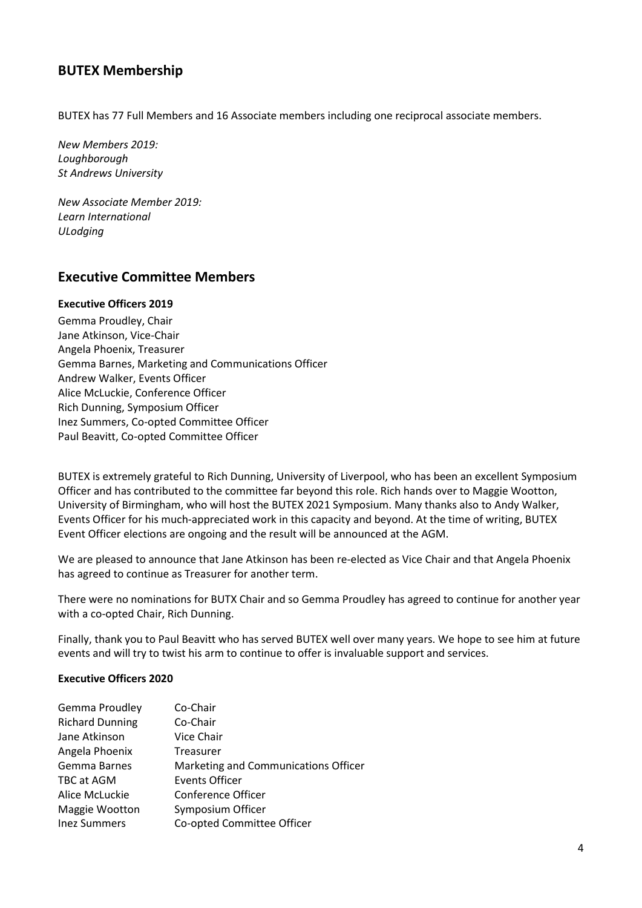## BUTEX Membership

BUTEX has 77 Full Members and 16 Associate members including one reciprocal associate members.

*New Members 2019:*
*Loughborough*
*St Andrews University*

*New Associate Member 2019:*
*Learn International*
*ULodging*

## Executive Committee Members

**Executive Officers 2019**

Gemma Proudley, Chair
Jane Atkinson, Vice-Chair
Angela Phoenix, Treasurer
Gemma Barnes, Marketing and Communications Officer
Andrew Walker, Events Officer
Alice McLuckie, Conference Officer
Rich Dunning, Symposium Officer
Inez Summers, Co-opted Committee Officer
Paul Beavitt, Co-opted Committee Officer

BUTEX is extremely grateful to Rich Dunning, University of Liverpool, who has been an excellent Symposium Officer and has contributed to the committee far beyond this role. Rich hands over to Maggie Wootton, University of Birmingham, who will host the BUTEX 2021 Symposium. Many thanks also to Andy Walker, Events Officer for his much-appreciated work in this capacity and beyond. At the time of writing, BUTEX Event Officer elections are ongoing and the result will be announced at the AGM.

We are pleased to announce that Jane Atkinson has been re-elected as Vice Chair and that Angela Phoenix has agreed to continue as Treasurer for another term.

There were no nominations for BUTX Chair and so Gemma Proudley has agreed to continue for another year with a co-opted Chair, Rich Dunning.

Finally, thank you to Paul Beavitt who has served BUTEX well over many years. We hope to see him at future events and will try to twist his arm to continue to offer is invaluable support and services.

**Executive Officers 2020**

| | |
|---|---|
| Gemma Proudley | Co-Chair |
| Richard Dunning | Co-Chair |
| Jane Atkinson | Vice Chair |
| Angela Phoenix | Treasurer |
| Gemma Barnes | Marketing and Communications Officer |
| TBC at AGM | Events Officer |
| Alice McLuckie | Conference Officer |
| Maggie Wootton | Symposium Officer |
| Inez Summers | Co-opted Committee Officer |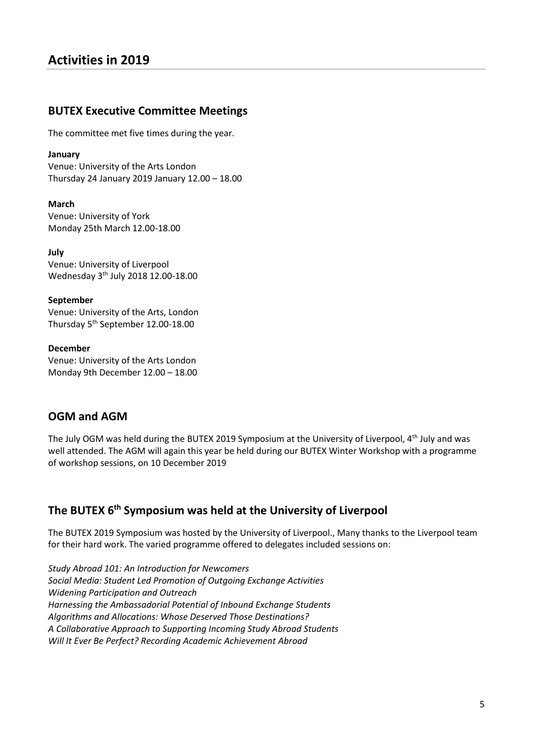# Activities in 2019

## BUTEX Executive Committee Meetings

The committee met five times during the year.

**January**
Venue: University of the Arts London
Thursday 24 January 2019 January 12.00 – 18.00

**March**
Venue: University of York
Monday 25th March 12.00-18.00

**July**
Venue: University of Liverpool
Wednesday 3rd July 2018 12.00-18.00

**September**
Venue: University of the Arts, London
Thursday 5th September 12.00-18.00

**December**
Venue: University of the Arts London
Monday 9th December 12.00 – 18.00

## OGM and AGM

The July OGM was held during the BUTEX 2019 Symposium at the University of Liverpool, 4th July and was well attended. The AGM will again this year be held during our BUTEX Winter Workshop with a programme of workshop sessions, on 10 December 2019

## The BUTEX 6th Symposium was held at the University of Liverpool

The BUTEX 2019 Symposium was hosted by the University of Liverpool., Many thanks to the Liverpool team for their hard work. The varied programme offered to delegates included sessions on:

*Study Abroad 101: An Introduction for Newcomers*
*Social Media: Student Led Promotion of Outgoing Exchange Activities*
*Widening Participation and Outreach*
*Harnessing the Ambassadorial Potential of Inbound Exchange Students*
*Algorithms and Allocations: Whose Deserved Those Destinations?*
*A Collaborative Approach to Supporting Incoming Study Abroad Students*
*Will It Ever Be Perfect? Recording Academic Achievement Abroad*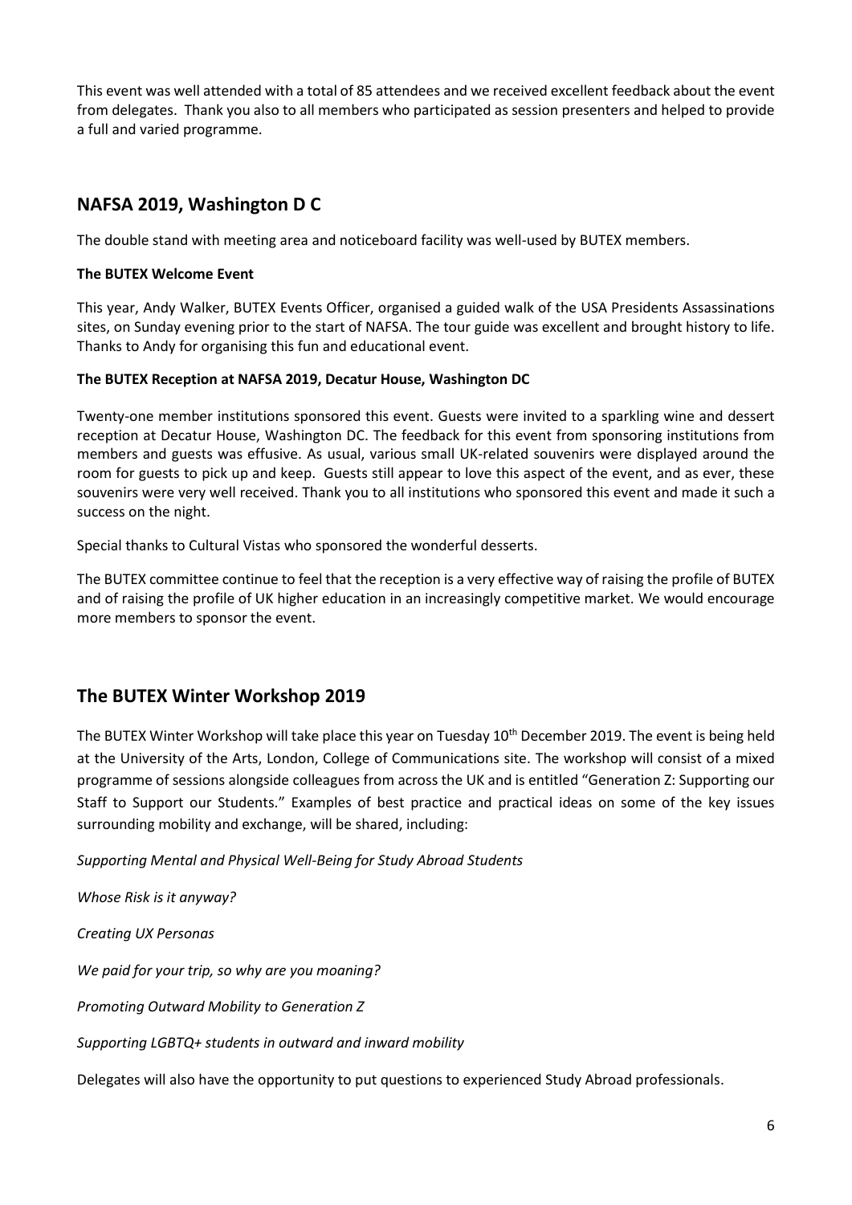This event was well attended with a total of 85 attendees and we received excellent feedback about the event from delegates. Thank you also to all members who participated as session presenters and helped to provide a full and varied programme.

## NAFSA 2019, Washington D C

The double stand with meeting area and noticeboard facility was well-used by BUTEX members.

**The BUTEX Welcome Event**

This year, Andy Walker, BUTEX Events Officer, organised a guided walk of the USA Presidents Assassinations sites, on Sunday evening prior to the start of NAFSA. The tour guide was excellent and brought history to life. Thanks to Andy for organising this fun and educational event.

**The BUTEX Reception at NAFSA 2019, Decatur House, Washington DC**

Twenty-one member institutions sponsored this event. Guests were invited to a sparkling wine and dessert reception at Decatur House, Washington DC. The feedback for this event from sponsoring institutions from members and guests was effusive. As usual, various small UK-related souvenirs were displayed around the room for guests to pick up and keep. Guests still appear to love this aspect of the event, and as ever, these souvenirs were very well received. Thank you to all institutions who sponsored this event and made it such a success on the night.

Special thanks to Cultural Vistas who sponsored the wonderful desserts.

The BUTEX committee continue to feel that the reception is a very effective way of raising the profile of BUTEX and of raising the profile of UK higher education in an increasingly competitive market. We would encourage more members to sponsor the event.

## The BUTEX Winter Workshop 2019

The BUTEX Winter Workshop will take place this year on Tuesday 10th December 2019. The event is being held at the University of the Arts, London, College of Communications site. The workshop will consist of a mixed programme of sessions alongside colleagues from across the UK and is entitled "Generation Z: Supporting our Staff to Support our Students." Examples of best practice and practical ideas on some of the key issues surrounding mobility and exchange, will be shared, including:

*Supporting Mental and Physical Well-Being for Study Abroad Students*

*Whose Risk is it anyway?*

*Creating UX Personas*

*We paid for your trip, so why are you moaning?*

*Promoting Outward Mobility to Generation Z*

*Supporting LGBTQ+ students in outward and inward mobility*

Delegates will also have the opportunity to put questions to experienced Study Abroad professionals.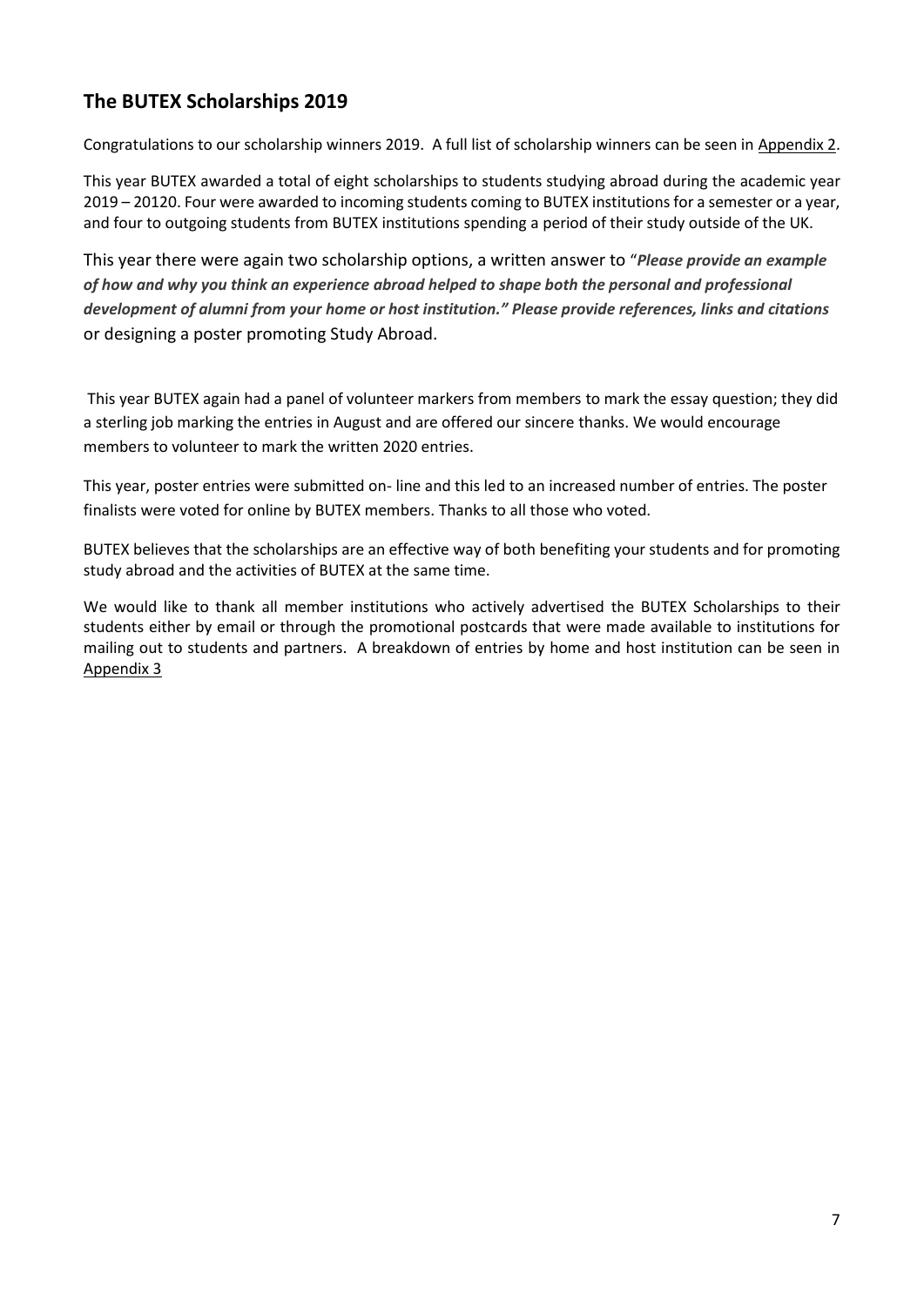## The BUTEX Scholarships 2019

Congratulations to our scholarship winners 2019. A full list of scholarship winners can be seen in Appendix 2.

This year BUTEX awarded a total of eight scholarships to students studying abroad during the academic year 2019 – 20120. Four were awarded to incoming students coming to BUTEX institutions for a semester or a year, and four to outgoing students from BUTEX institutions spending a period of their study outside of the UK.

This year there were again two scholarship options, a written answer to "***Please provide an example of how and why you think an experience abroad helped to shape both the personal and professional development of alumni from your home or host institution." Please provide references, links and citations*** or designing a poster promoting Study Abroad.

This year BUTEX again had a panel of volunteer markers from members to mark the essay question; they did a sterling job marking the entries in August and are offered our sincere thanks. We would encourage members to volunteer to mark the written 2020 entries.

This year, poster entries were submitted on- line and this led to an increased number of entries. The poster finalists were voted for online by BUTEX members. Thanks to all those who voted.

BUTEX believes that the scholarships are an effective way of both benefiting your students and for promoting study abroad and the activities of BUTEX at the same time.

We would like to thank all member institutions who actively advertised the BUTEX Scholarships to their students either by email or through the promotional postcards that were made available to institutions for mailing out to students and partners. A breakdown of entries by home and host institution can be seen in Appendix 3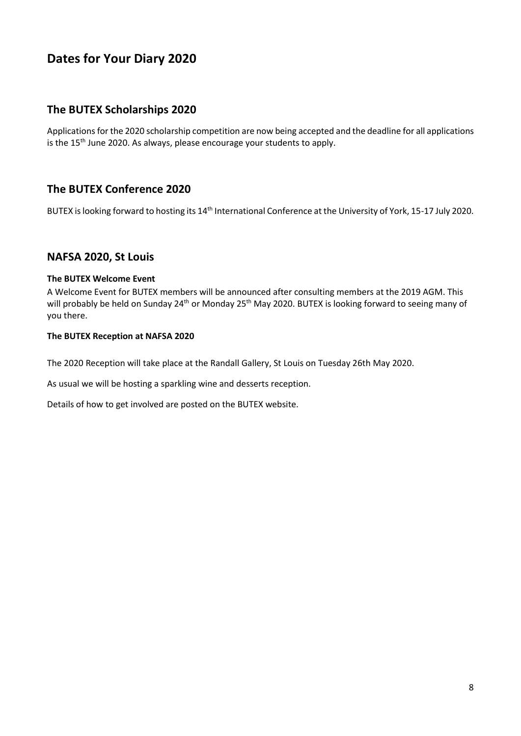# Dates for Your Diary 2020

## The BUTEX Scholarships 2020

Applications for the 2020 scholarship competition are now being accepted and the deadline for all applications is the 15th June 2020. As always, please encourage your students to apply.

## The BUTEX Conference 2020

BUTEX is looking forward to hosting its 14th International Conference at the University of York, 15-17 July 2020.

## NAFSA 2020, St Louis

**The BUTEX Welcome Event**

A Welcome Event for BUTEX members will be announced after consulting members at the 2019 AGM. This will probably be held on Sunday 24th or Monday 25th May 2020. BUTEX is looking forward to seeing many of you there.

**The BUTEX Reception at NAFSA 2020**

The 2020 Reception will take place at the Randall Gallery, St Louis on Tuesday 26th May 2020.

As usual we will be hosting a sparkling wine and desserts reception.

Details of how to get involved are posted on the BUTEX website.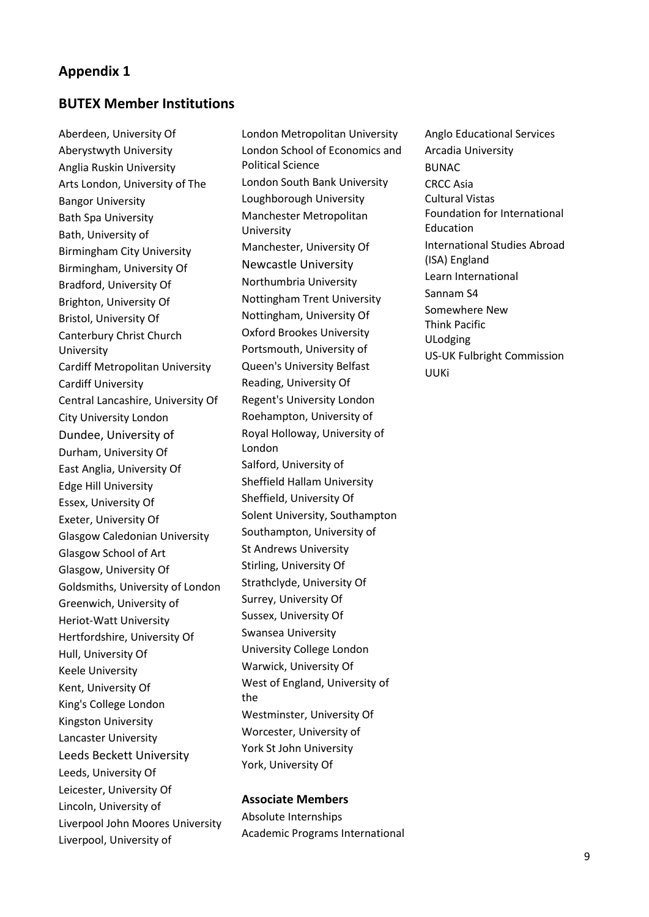## Appendix 1

## BUTEX Member Institutions

Aberdeen, University Of
Aberystwyth University
Anglia Ruskin University
Arts London, University of The
Bangor University
Bath Spa University
Bath, University of
Birmingham City University
Birmingham, University Of
Bradford, University Of
Brighton, University Of
Bristol, University Of
Canterbury Christ Church University
Cardiff Metropolitan University
Cardiff University
Central Lancashire, University Of
City University London
Dundee, University of
Durham, University Of
East Anglia, University Of
Edge Hill University
Essex, University Of
Exeter, University Of
Glasgow Caledonian University
Glasgow School of Art
Glasgow, University Of
Goldsmiths, University of London
Greenwich, University of
Heriot-Watt University
Hertfordshire, University Of
Hull, University Of
Keele University
Kent, University Of
King's College London
Kingston University
Lancaster University
Leeds Beckett University
Leeds, University Of
Leicester, University Of
Lincoln, University of
Liverpool John Moores University
Liverpool, University of
London Metropolitan University
London School of Economics and Political Science
London South Bank University
Loughborough University
Manchester Metropolitan University
Manchester, University Of
Newcastle University
Northumbria University
Nottingham Trent University
Nottingham, University Of
Oxford Brookes University
Portsmouth, University of
Queen's University Belfast
Reading, University Of
Regent's University London
Roehampton, University of
Royal Holloway, University of London
Salford, University of
Sheffield Hallam University
Sheffield, University Of
Solent University, Southampton
Southampton, University of
St Andrews University
Stirling, University Of
Strathclyde, University Of
Surrey, University Of
Sussex, University Of
Swansea University
University College London
Warwick, University Of
West of England, University of the
Westminster, University Of
Worcester, University of
York St John University
York, University Of

### Associate Members

Absolute Internships
Academic Programs International
Anglo Educational Services
Arcadia University
BUNAC
CRCC Asia
Cultural Vistas
Foundation for International Education
International Studies Abroad (ISA) England
Learn International
Sannam S4
Somewhere New
Think Pacific
ULodging
US-UK Fulbright Commission
UUKi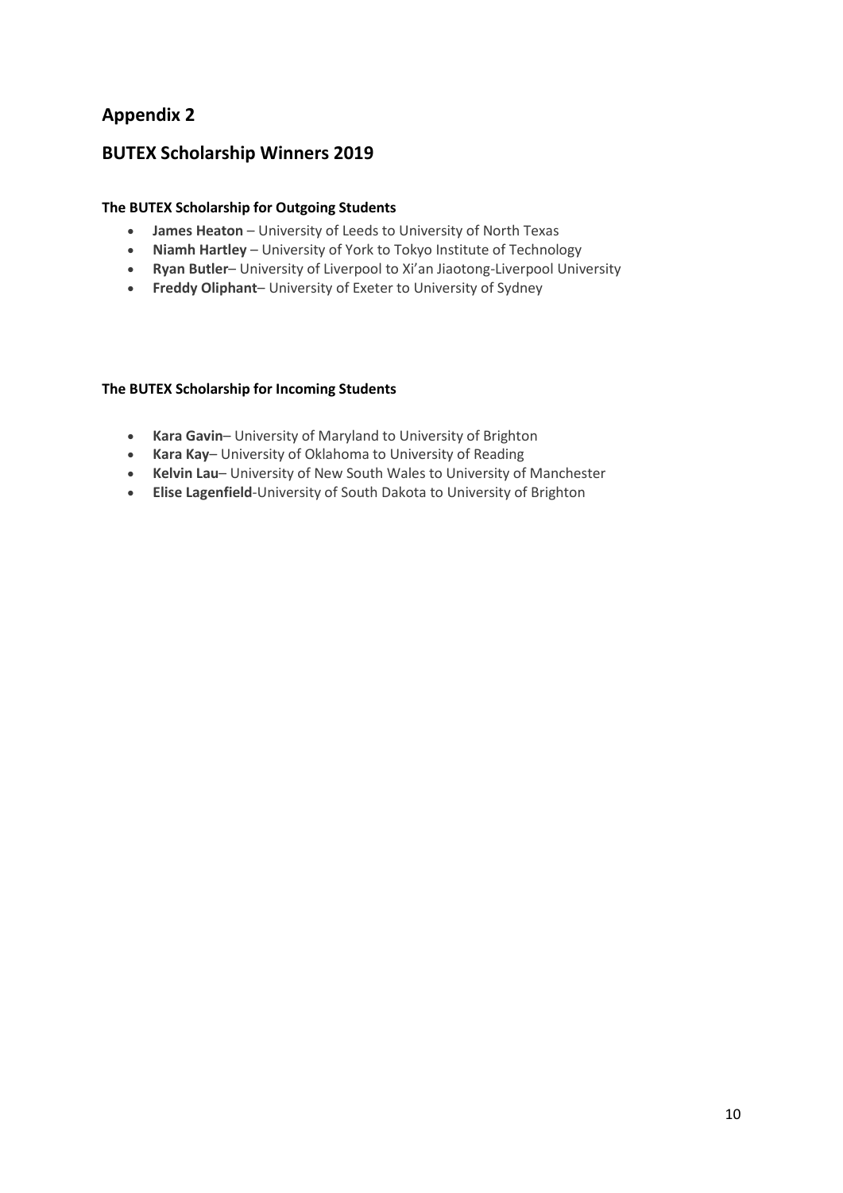## Appendix 2

## BUTEX Scholarship Winners 2019

**The BUTEX Scholarship for Outgoing Students**

- **James Heaton** – University of Leeds to University of North Texas
- **Niamh Hartley** – University of York to Tokyo Institute of Technology
- **Ryan Butler**– University of Liverpool to Xi'an Jiaotong-Liverpool University
- **Freddy Oliphant**– University of Exeter to University of Sydney

**The BUTEX Scholarship for Incoming Students**

- **Kara Gavin**– University of Maryland to University of Brighton
- **Kara Kay**– University of Oklahoma to University of Reading
- **Kelvin Lau**– University of New South Wales to University of Manchester
- **Elise Lagenfield**-University of South Dakota to University of Brighton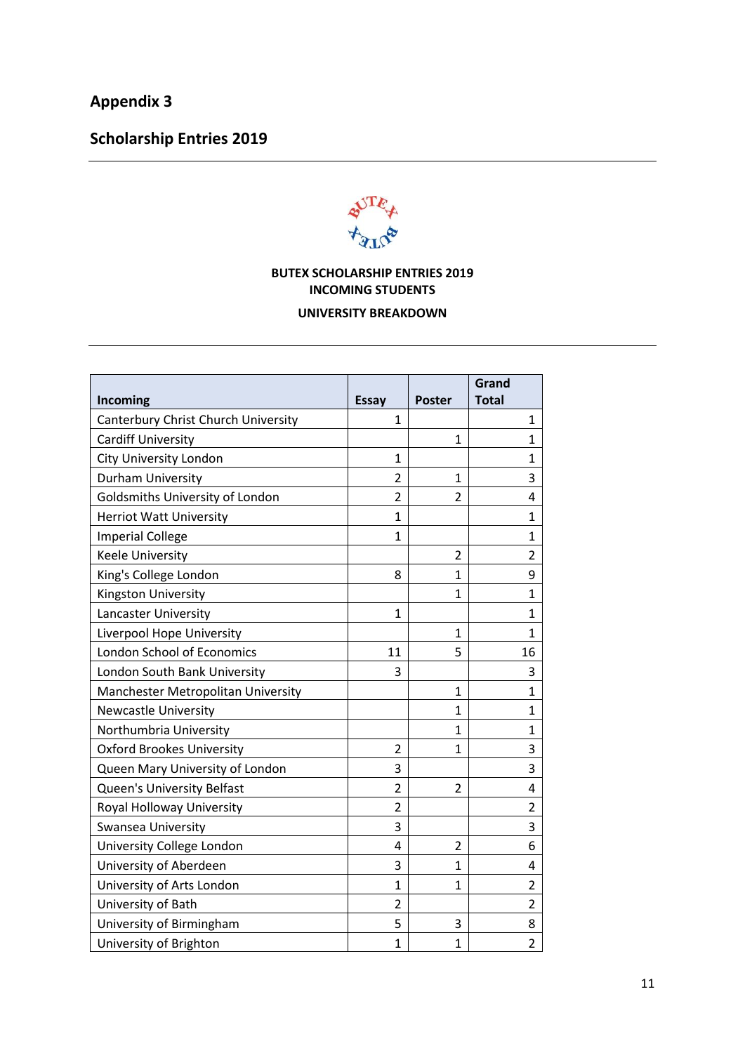## Appendix 3

## Scholarship Entries 2019

**BUTEX SCHOLARSHIP ENTRIES 2019**
**INCOMING STUDENTS**

**UNIVERSITY BREAKDOWN**

| Incoming | Essay | Poster | Grand Total |
|---|---|---|---|
| Canterbury Christ Church University | 1 | | 1 |
| Cardiff University | | 1 | 1 |
| City University London | 1 | | 1 |
| Durham University | 2 | 1 | 3 |
| Goldsmiths University of London | 2 | 2 | 4 |
| Herriot Watt University | 1 | | 1 |
| Imperial College | 1 | | 1 |
| Keele University | | 2 | 2 |
| King's College London | 8 | 1 | 9 |
| Kingston University | | 1 | 1 |
| Lancaster University | 1 | | 1 |
| Liverpool Hope University | | 1 | 1 |
| London School of Economics | 11 | 5 | 16 |
| London South Bank University | 3 | | 3 |
| Manchester Metropolitan University | | 1 | 1 |
| Newcastle University | | 1 | 1 |
| Northumbria University | | 1 | 1 |
| Oxford Brookes University | 2 | 1 | 3 |
| Queen Mary University of London | 3 | | 3 |
| Queen's University Belfast | 2 | 2 | 4 |
| Royal Holloway University | 2 | | 2 |
| Swansea University | 3 | | 3 |
| University College London | 4 | 2 | 6 |
| University of Aberdeen | 3 | 1 | 4 |
| University of Arts London | 1 | 1 | 2 |
| University of Bath | 2 | | 2 |
| University of Birmingham | 5 | 3 | 8 |
| University of Brighton | 1 | 1 | 2 |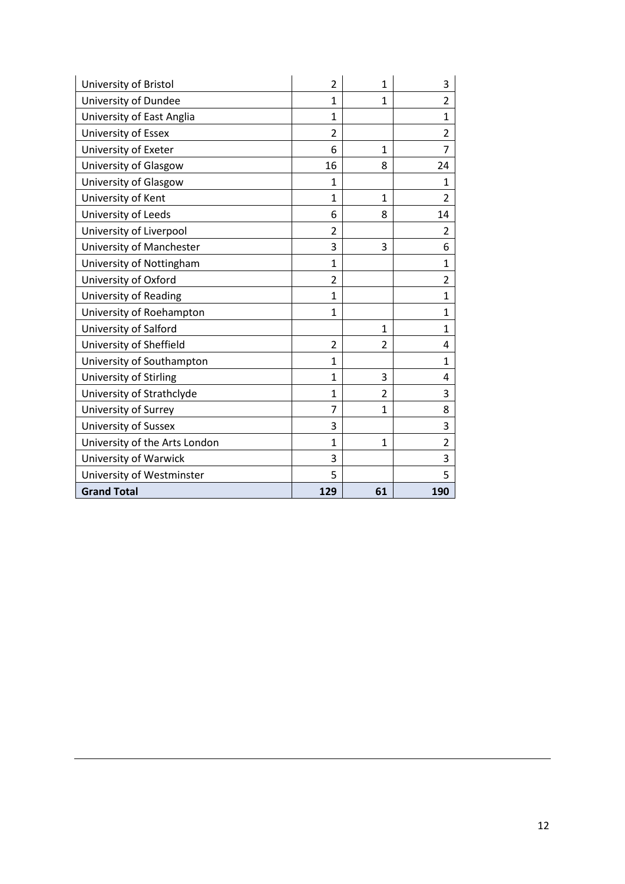| | | | |
|---|---|---|---|
| University of Bristol | 2 | 1 | 3 |
| University of Dundee | 1 | 1 | 2 |
| University of East Anglia | 1 | | 1 |
| University of Essex | 2 | | 2 |
| University of Exeter | 6 | 1 | 7 |
| University of Glasgow | 16 | 8 | 24 |
| University of Glasgow | 1 | | 1 |
| University of Kent | 1 | 1 | 2 |
| University of Leeds | 6 | 8 | 14 |
| University of Liverpool | 2 | | 2 |
| University of Manchester | 3 | 3 | 6 |
| University of Nottingham | 1 | | 1 |
| University of Oxford | 2 | | 2 |
| University of Reading | 1 | | 1 |
| University of Roehampton | 1 | | 1 |
| University of Salford | | 1 | 1 |
| University of Sheffield | 2 | 2 | 4 |
| University of Southampton | 1 | | 1 |
| University of Stirling | 1 | 3 | 4 |
| University of Strathclyde | 1 | 2 | 3 |
| University of Surrey | 7 | 1 | 8 |
| University of Sussex | 3 | | 3 |
| University of the Arts London | 1 | 1 | 2 |
| University of Warwick | 3 | | 3 |
| University of Westminster | 5 | | 5 |
| **Grand Total** | **129** | **61** | **190** |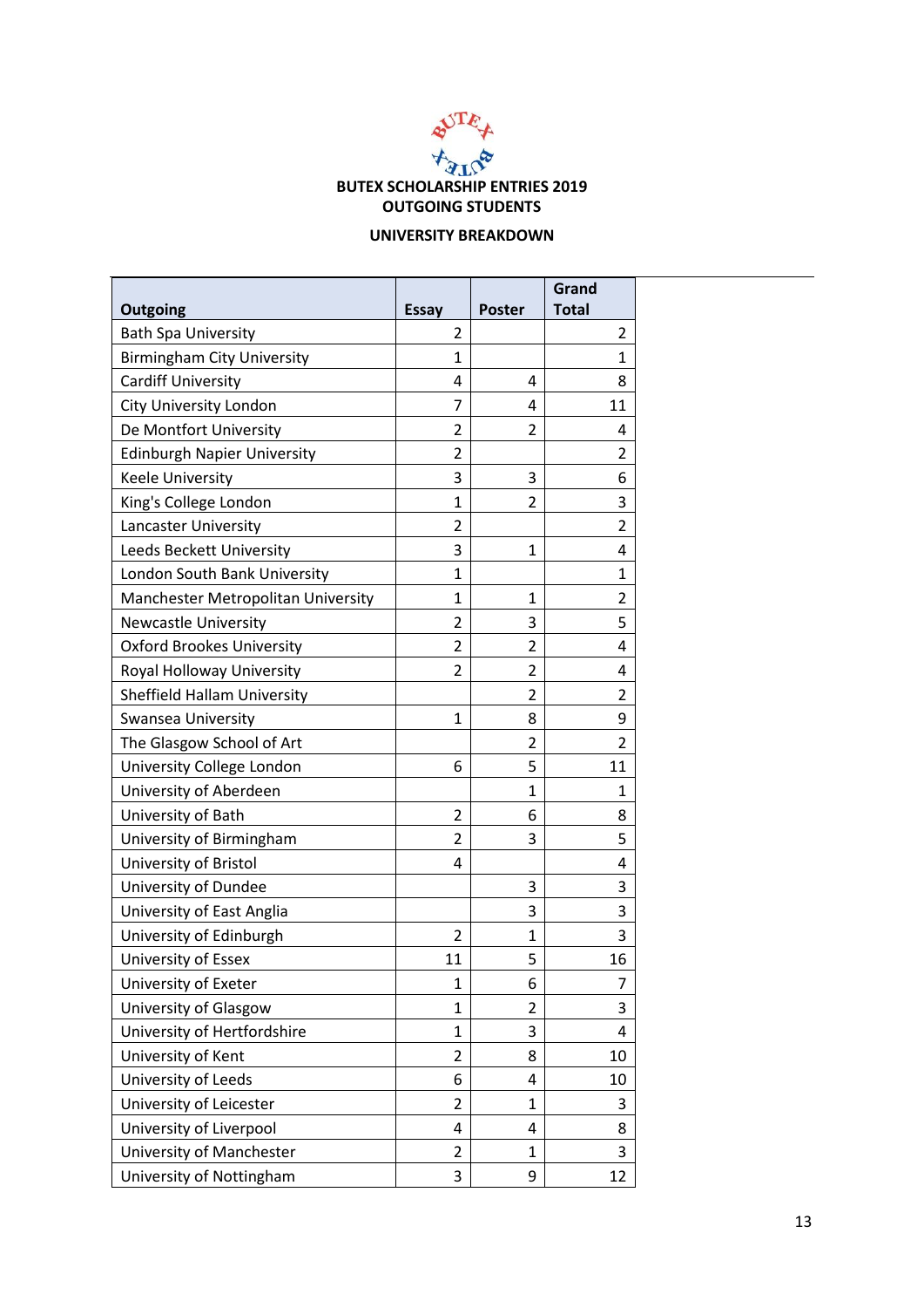**BUTEX SCHOLARSHIP ENTRIES 2019**
**OUTGOING STUDENTS**

**UNIVERSITY BREAKDOWN**

| Outgoing | Essay | Poster | Grand Total |
|---|---|---|---|
| Bath Spa University | 2 | | 2 |
| Birmingham City University | 1 | | 1 |
| Cardiff University | 4 | 4 | 8 |
| City University London | 7 | 4 | 11 |
| De Montfort University | 2 | 2 | 4 |
| Edinburgh Napier University | 2 | | 2 |
| Keele University | 3 | 3 | 6 |
| King's College London | 1 | 2 | 3 |
| Lancaster University | 2 | | 2 |
| Leeds Beckett University | 3 | 1 | 4 |
| London South Bank University | 1 | | 1 |
| Manchester Metropolitan University | 1 | 1 | 2 |
| Newcastle University | 2 | 3 | 5 |
| Oxford Brookes University | 2 | 2 | 4 |
| Royal Holloway University | 2 | 2 | 4 |
| Sheffield Hallam University | | 2 | 2 |
| Swansea University | 1 | 8 | 9 |
| The Glasgow School of Art | | 2 | 2 |
| University College London | 6 | 5 | 11 |
| University of Aberdeen | | 1 | 1 |
| University of Bath | 2 | 6 | 8 |
| University of Birmingham | 2 | 3 | 5 |
| University of Bristol | 4 | | 4 |
| University of Dundee | | 3 | 3 |
| University of East Anglia | | 3 | 3 |
| University of Edinburgh | 2 | 1 | 3 |
| University of Essex | 11 | 5 | 16 |
| University of Exeter | 1 | 6 | 7 |
| University of Glasgow | 1 | 2 | 3 |
| University of Hertfordshire | 1 | 3 | 4 |
| University of Kent | 2 | 8 | 10 |
| University of Leeds | 6 | 4 | 10 |
| University of Leicester | 2 | 1 | 3 |
| University of Liverpool | 4 | 4 | 8 |
| University of Manchester | 2 | 1 | 3 |
| University of Nottingham | 3 | 9 | 12 |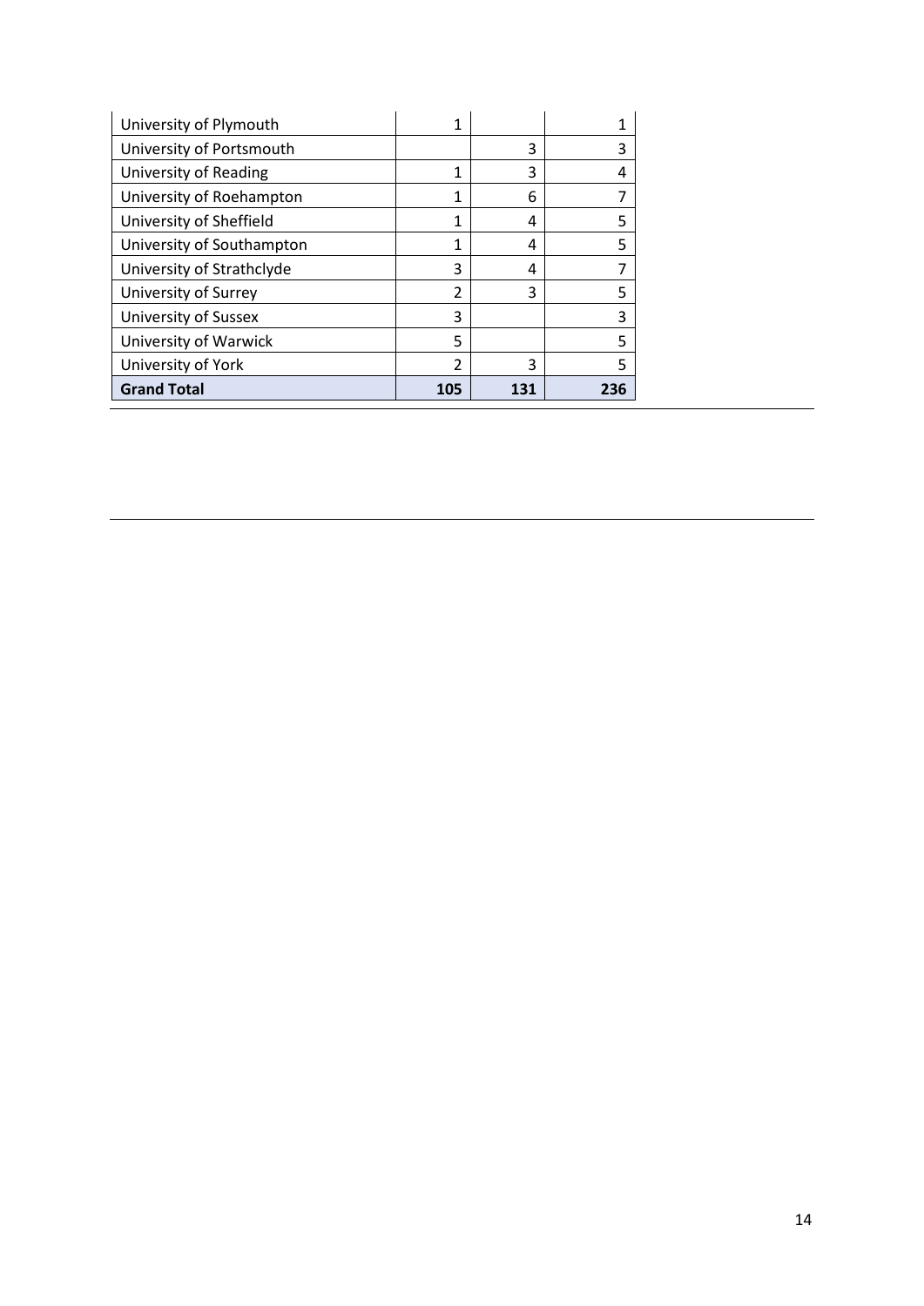| | | | |
|---|---|---|---|
| University of Plymouth | 1 | | 1 |
| University of Portsmouth | | 3 | 3 |
| University of Reading | 1 | 3 | 4 |
| University of Roehampton | 1 | 6 | 7 |
| University of Sheffield | 1 | 4 | 5 |
| University of Southampton | 1 | 4 | 5 |
| University of Strathclyde | 3 | 4 | 7 |
| University of Surrey | 2 | 3 | 5 |
| University of Sussex | 3 | | 3 |
| University of Warwick | 5 | | 5 |
| University of York | 2 | 3 | 5 |
| **Grand Total** | **105** | **131** | **236** |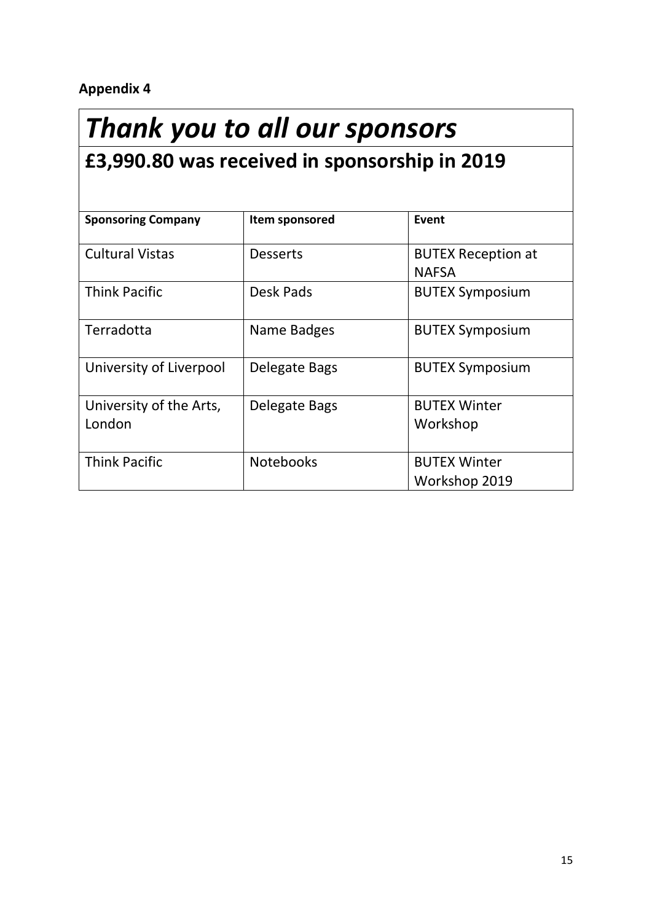**Appendix 4**

# *Thank you to all our sponsors*

## £3,990.80 was received in sponsorship in 2019

| Sponsoring Company | Item sponsored | Event |
| --- | --- | --- |
| Cultural Vistas | Desserts | BUTEX Reception at NAFSA |
| Think Pacific | Desk Pads | BUTEX Symposium |
| Terradotta | Name Badges | BUTEX Symposium |
| University of Liverpool | Delegate Bags | BUTEX Symposium |
| University of the Arts, London | Delegate Bags | BUTEX Winter Workshop |
| Think Pacific | Notebooks | BUTEX Winter Workshop 2019 |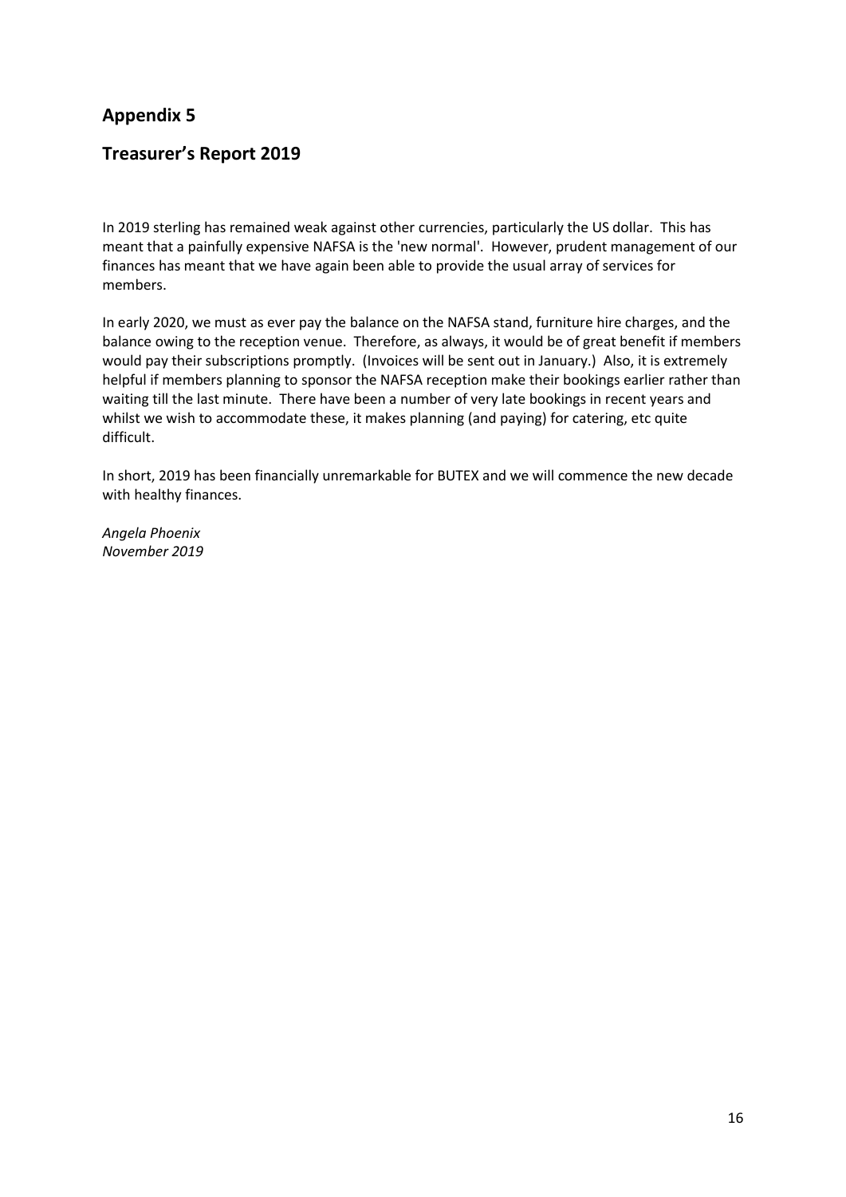## Appendix 5

## Treasurer's Report 2019

In 2019 sterling has remained weak against other currencies, particularly the US dollar. This has meant that a painfully expensive NAFSA is the 'new normal'. However, prudent management of our finances has meant that we have again been able to provide the usual array of services for members.

In early 2020, we must as ever pay the balance on the NAFSA stand, furniture hire charges, and the balance owing to the reception venue. Therefore, as always, it would be of great benefit if members would pay their subscriptions promptly. (Invoices will be sent out in January.) Also, it is extremely helpful if members planning to sponsor the NAFSA reception make their bookings earlier rather than waiting till the last minute. There have been a number of very late bookings in recent years and whilst we wish to accommodate these, it makes planning (and paying) for catering, etc quite difficult.

In short, 2019 has been financially unremarkable for BUTEX and we will commence the new decade with healthy finances.

*Angela Phoenix*
*November 2019*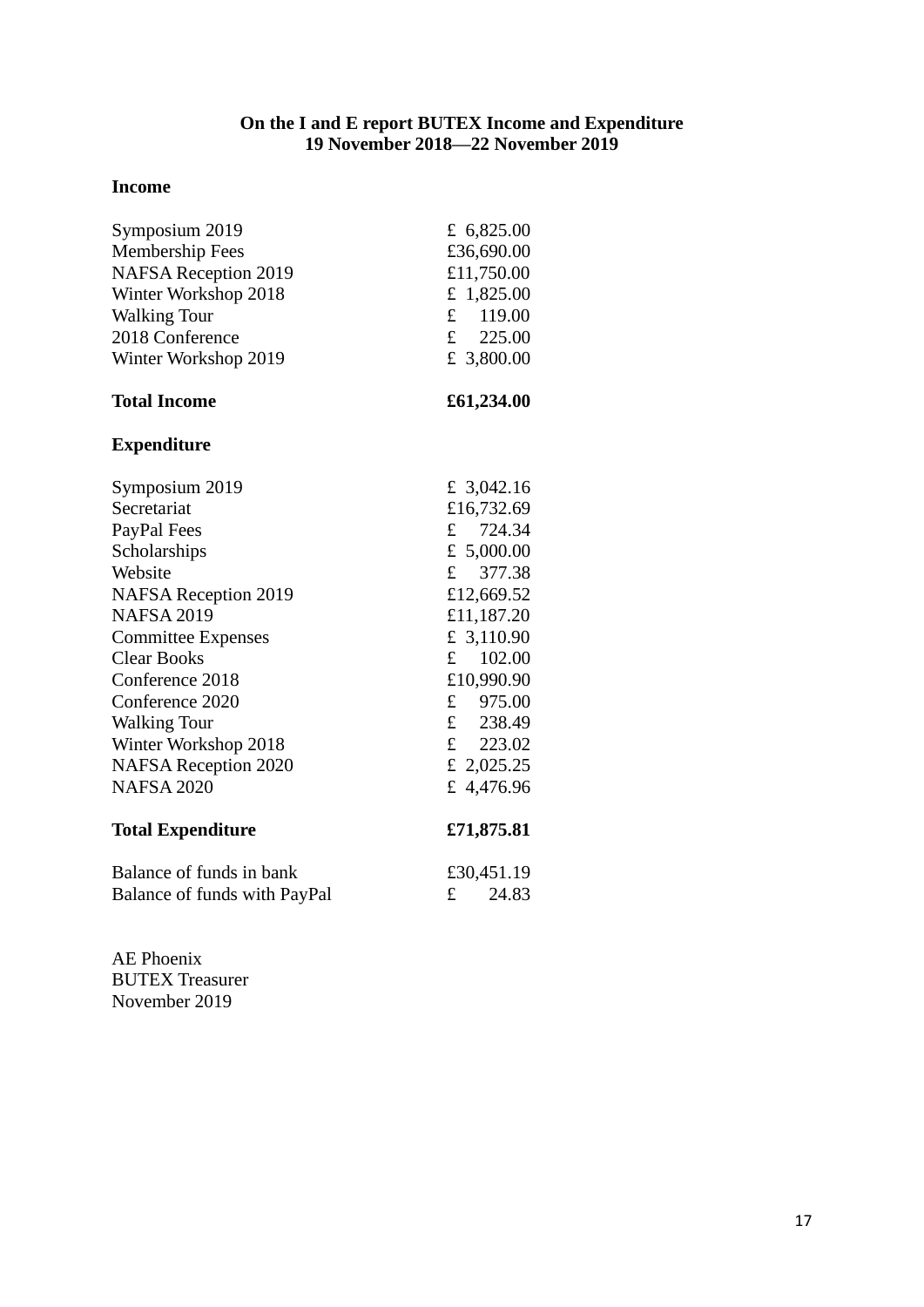**On the I and E report BUTEX Income and Expenditure**
**19 November 2018—22 November 2019**

**Income**

| | |
|---|---|
| Symposium 2019 | £ 6,825.00 |
| Membership Fees | £36,690.00 |
| NAFSA Reception 2019 | £11,750.00 |
| Winter Workshop 2018 | £ 1,825.00 |
| Walking Tour | £ 119.00 |
| 2018 Conference | £ 225.00 |
| Winter Workshop 2019 | £ 3,800.00 |
| **Total Income** | **£61,234.00** |

**Expenditure**

| | |
|---|---|
| Symposium 2019 | £ 3,042.16 |
| Secretariat | £16,732.69 |
| PayPal Fees | £ 724.34 |
| Scholarships | £ 5,000.00 |
| Website | £ 377.38 |
| NAFSA Reception 2019 | £12,669.52 |
| NAFSA 2019 | £11,187.20 |
| Committee Expenses | £ 3,110.90 |
| Clear Books | £ 102.00 |
| Conference 2018 | £10,990.90 |
| Conference 2020 | £ 975.00 |
| Walking Tour | £ 238.49 |
| Winter Workshop 2018 | £ 223.02 |
| NAFSA Reception 2020 | £ 2,025.25 |
| NAFSA 2020 | £ 4,476.96 |
| **Total Expenditure** | **£71,875.81** |
| Balance of funds in bank | £30,451.19 |
| Balance of funds with PayPal | £ 24.83 |

AE Phoenix
BUTEX Treasurer
November 2019